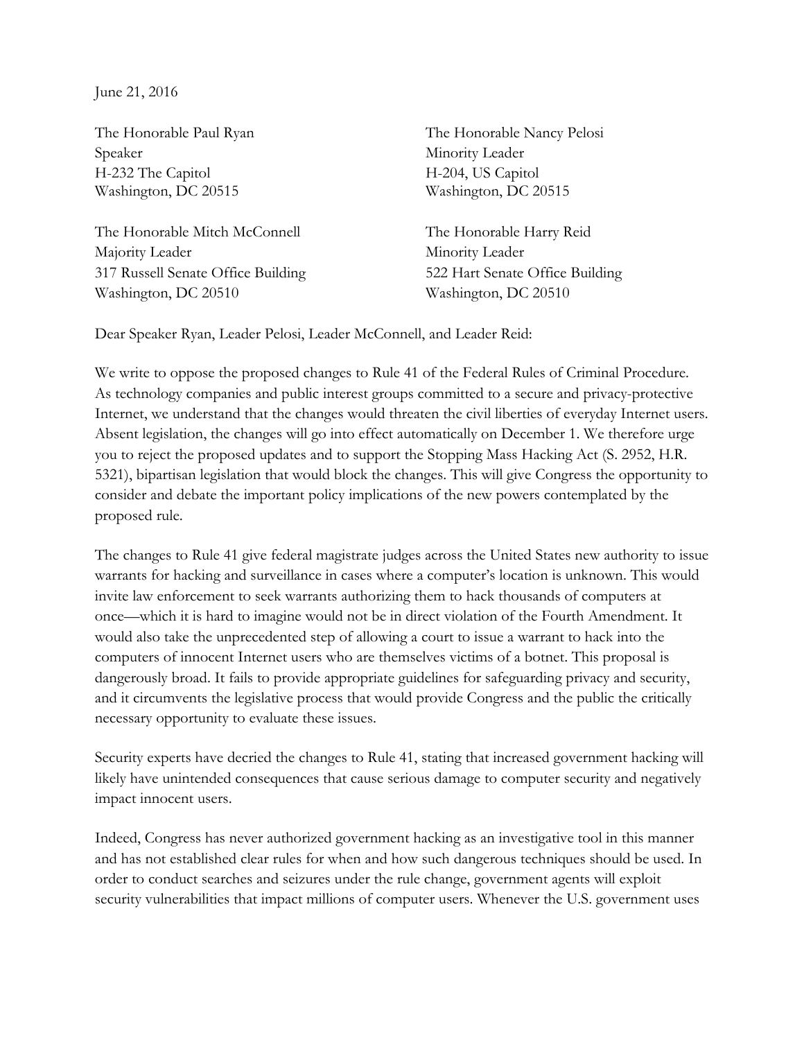June 21, 2016

The Honorable Paul Ryan
Speaker
H-232 The Capitol
Washington, DC 20515

The Honorable Nancy Pelosi
Minority Leader
H-204, US Capitol
Washington, DC 20515

The Honorable Mitch McConnell
Majority Leader
317 Russell Senate Office Building
Washington, DC 20510

The Honorable Harry Reid
Minority Leader
522 Hart Senate Office Building
Washington, DC 20510

Dear Speaker Ryan, Leader Pelosi, Leader McConnell, and Leader Reid:

We write to oppose the proposed changes to Rule 41 of the Federal Rules of Criminal Procedure. As technology companies and public interest groups committed to a secure and privacy-protective Internet, we understand that the changes would threaten the civil liberties of everyday Internet users. Absent legislation, the changes will go into effect automatically on December 1. We therefore urge you to reject the proposed updates and to support the Stopping Mass Hacking Act (S. 2952, H.R. 5321), bipartisan legislation that would block the changes. This will give Congress the opportunity to consider and debate the important policy implications of the new powers contemplated by the proposed rule.

The changes to Rule 41 give federal magistrate judges across the United States new authority to issue warrants for hacking and surveillance in cases where a computer's location is unknown. This would invite law enforcement to seek warrants authorizing them to hack thousands of computers at once—which it is hard to imagine would not be in direct violation of the Fourth Amendment. It would also take the unprecedented step of allowing a court to issue a warrant to hack into the computers of innocent Internet users who are themselves victims of a botnet. This proposal is dangerously broad. It fails to provide appropriate guidelines for safeguarding privacy and security, and it circumvents the legislative process that would provide Congress and the public the critically necessary opportunity to evaluate these issues.

Security experts have decried the changes to Rule 41, stating that increased government hacking will likely have unintended consequences that cause serious damage to computer security and negatively impact innocent users.

Indeed, Congress has never authorized government hacking as an investigative tool in this manner and has not established clear rules for when and how such dangerous techniques should be used. In order to conduct searches and seizures under the rule change, government agents will exploit security vulnerabilities that impact millions of computer users. Whenever the U.S. government uses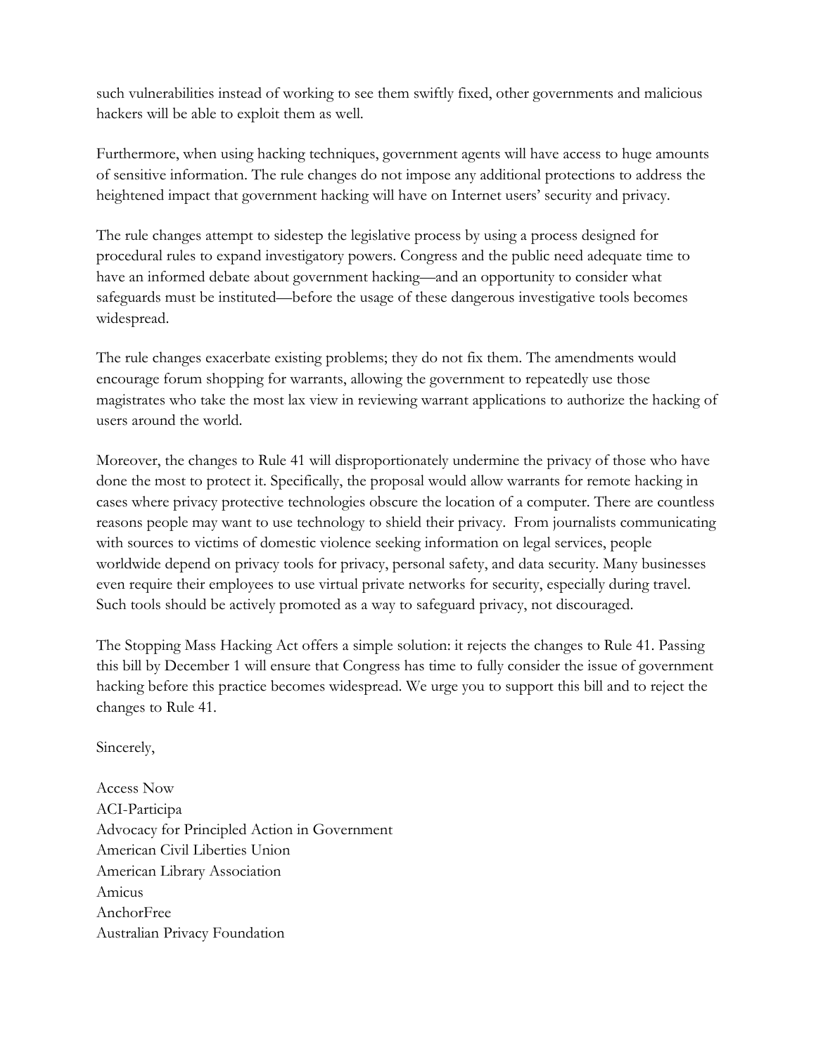such vulnerabilities instead of working to see them swiftly fixed, other governments and malicious hackers will be able to exploit them as well.

Furthermore, when using hacking techniques, government agents will have access to huge amounts of sensitive information. The rule changes do not impose any additional protections to address the heightened impact that government hacking will have on Internet users' security and privacy.

The rule changes attempt to sidestep the legislative process by using a process designed for procedural rules to expand investigatory powers. Congress and the public need adequate time to have an informed debate about government hacking—and an opportunity to consider what safeguards must be instituted—before the usage of these dangerous investigative tools becomes widespread.

The rule changes exacerbate existing problems; they do not fix them. The amendments would encourage forum shopping for warrants, allowing the government to repeatedly use those magistrates who take the most lax view in reviewing warrant applications to authorize the hacking of users around the world.

Moreover, the changes to Rule 41 will disproportionately undermine the privacy of those who have done the most to protect it. Specifically, the proposal would allow warrants for remote hacking in cases where privacy protective technologies obscure the location of a computer. There are countless reasons people may want to use technology to shield their privacy. From journalists communicating with sources to victims of domestic violence seeking information on legal services, people worldwide depend on privacy tools for privacy, personal safety, and data security. Many businesses even require their employees to use virtual private networks for security, especially during travel. Such tools should be actively promoted as a way to safeguard privacy, not discouraged.

The Stopping Mass Hacking Act offers a simple solution: it rejects the changes to Rule 41. Passing this bill by December 1 will ensure that Congress has time to fully consider the issue of government hacking before this practice becomes widespread. We urge you to support this bill and to reject the changes to Rule 41.

Sincerely,

Access Now
ACI-Participa
Advocacy for Principled Action in Government
American Civil Liberties Union
American Library Association
Amicus
AnchorFree
Australian Privacy Foundation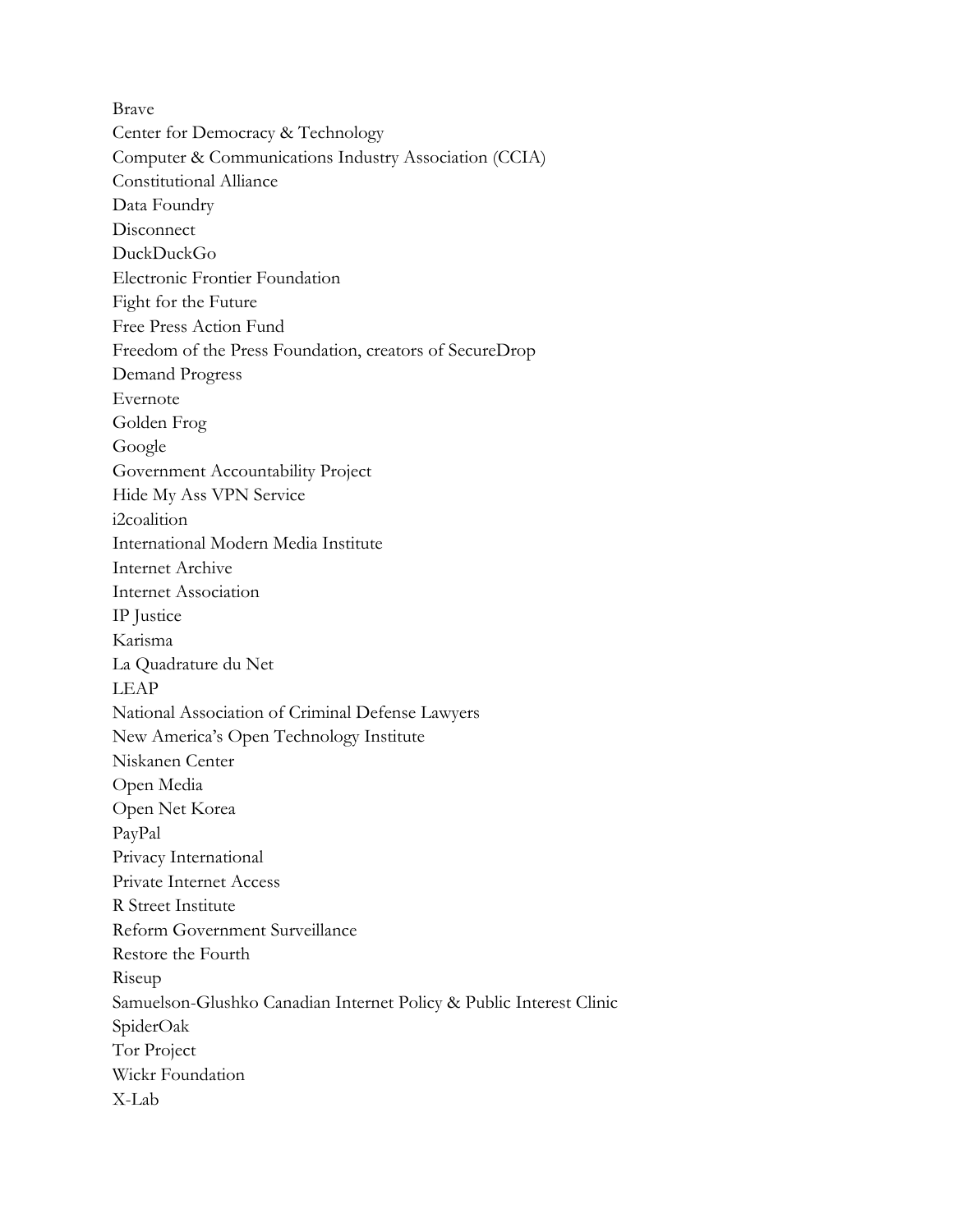Brave
Center for Democracy & Technology
Computer & Communications Industry Association (CCIA)
Constitutional Alliance
Data Foundry
Disconnect
DuckDuckGo
Electronic Frontier Foundation
Fight for the Future
Free Press Action Fund
Freedom of the Press Foundation, creators of SecureDrop
Demand Progress
Evernote
Golden Frog
Google
Government Accountability Project
Hide My Ass VPN Service
i2coalition
International Modern Media Institute
Internet Archive
Internet Association
IP Justice
Karisma
La Quadrature du Net
LEAP
National Association of Criminal Defense Lawyers
New America's Open Technology Institute
Niskanen Center
Open Media
Open Net Korea
PayPal
Privacy International
Private Internet Access
R Street Institute
Reform Government Surveillance
Restore the Fourth
Riseup
Samuelson-Glushko Canadian Internet Policy & Public Interest Clinic
SpiderOak
Tor Project
Wickr Foundation
X-Lab